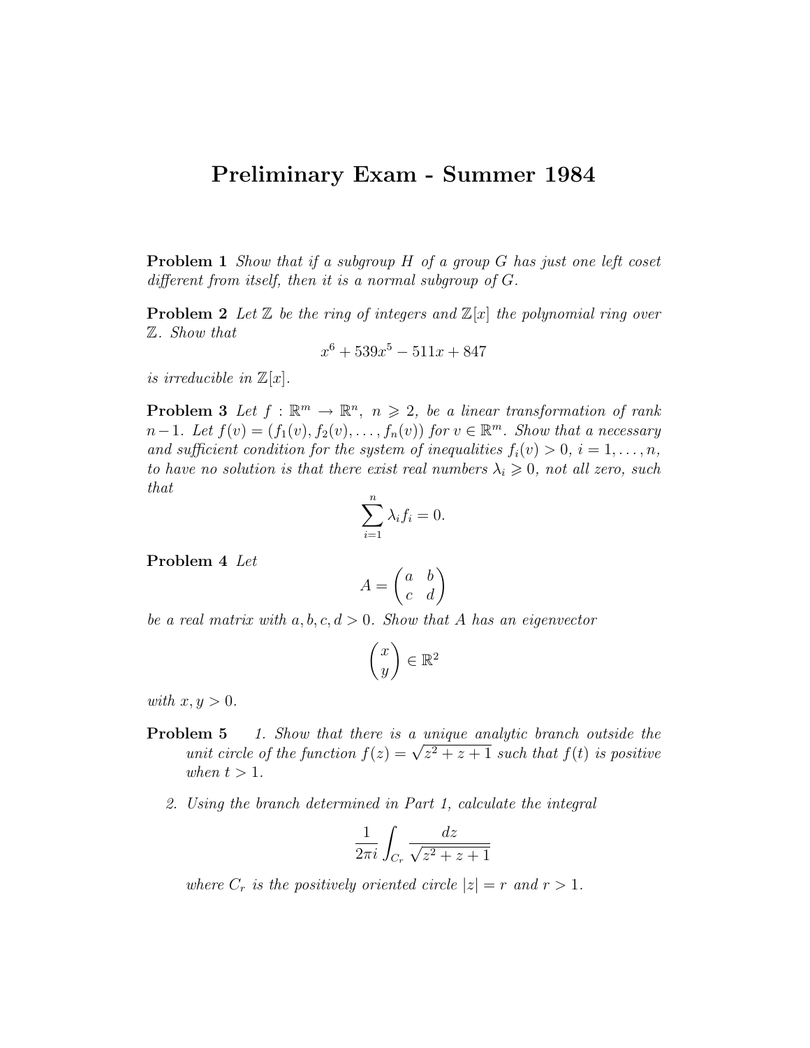# Preliminary Exam - Summer 1984

**Problem 1** *Show that if a subgroup $H$ of a group $G$ has just one left coset different from itself, then it is a normal subgroup of $G$.*

**Problem 2** *Let $\mathbb{Z}$ be the ring of integers and $\mathbb{Z}[x]$ the polynomial ring over $\mathbb{Z}$. Show that*

$$x^6 + 539x^5 - 511x + 847$$

*is irreducible in $\mathbb{Z}[x]$.*

**Problem 3** *Let $f : \mathbb{R}^m \to \mathbb{R}^n$, $n \geqslant 2$, be a linear transformation of rank $n-1$. Let $f(v) = (f_1(v), f_2(v), \ldots, f_n(v))$ for $v \in \mathbb{R}^m$. Show that a necessary and sufficient condition for the system of inequalities $f_i(v) > 0$, $i = 1, \ldots, n$, to have no solution is that there exist real numbers $\lambda_i \geqslant 0$, not all zero, such that*

$$\sum_{i=1}^{n} \lambda_i f_i = 0.$$

**Problem 4** *Let*

$$A = \begin{pmatrix} a & b \\ c & d \end{pmatrix}$$

*be a real matrix with $a, b, c, d > 0$. Show that $A$ has an eigenvector*

$$\begin{pmatrix} x \\ y \end{pmatrix} \in \mathbb{R}^2$$

*with $x, y > 0$.*

**Problem 5**

1. *Show that there is a unique analytic branch outside the unit circle of the function $f(z) = \sqrt{z^2 + z + 1}$ such that $f(t)$ is positive when $t > 1$.*

2. *Using the branch determined in Part 1, calculate the integral*

$$\frac{1}{2\pi i} \int_{C_r} \frac{dz}{\sqrt{z^2 + z + 1}}$$

*where $C_r$ is the positively oriented circle $|z| = r$ and $r > 1$.*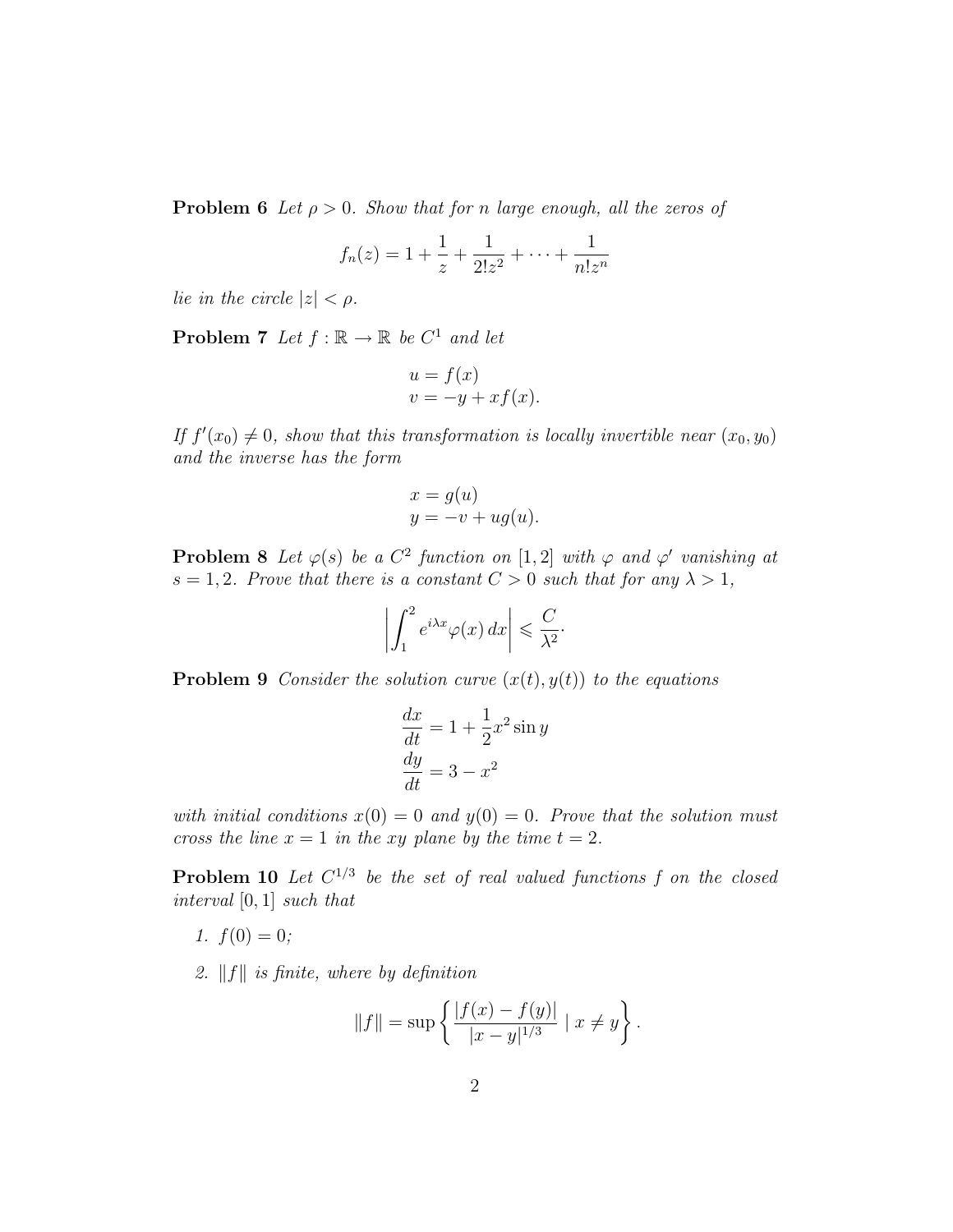**Problem 6** *Let $\rho > 0$. Show that for $n$ large enough, all the zeros of*

$$f_n(z) = 1 + \frac{1}{z} + \frac{1}{2!z^2} + \cdots + \frac{1}{n!z^n}$$

*lie in the circle $|z| < \rho$.*

**Problem 7** *Let $f : \mathbb{R} \to \mathbb{R}$ be $C^1$ and let*

$$\begin{aligned} u &= f(x) \\ v &= -y + xf(x). \end{aligned}$$

*If $f'(x_0) \neq 0$, show that this transformation is locally invertible near $(x_0, y_0)$ and the inverse has the form*

$$\begin{aligned} x &= g(u) \\ y &= -v + ug(u). \end{aligned}$$

**Problem 8** *Let $\varphi(s)$ be a $C^2$ function on $[1, 2]$ with $\varphi$ and $\varphi'$ vanishing at $s = 1, 2$. Prove that there is a constant $C > 0$ such that for any $\lambda > 1$,*

$$\left| \int_1^2 e^{i\lambda x} \varphi(x)\, dx \right| \leqslant \frac{C}{\lambda^2}.$$

**Problem 9** *Consider the solution curve $(x(t), y(t))$ to the equations*

$$\begin{aligned} \frac{dx}{dt} &= 1 + \frac{1}{2}x^2 \sin y \\ \frac{dy}{dt} &= 3 - x^2 \end{aligned}$$

*with initial conditions $x(0) = 0$ and $y(0) = 0$. Prove that the solution must cross the line $x = 1$ in the $xy$ plane by the time $t = 2$.*

**Problem 10** *Let $C^{1/3}$ be the set of real valued functions $f$ on the closed interval $[0, 1]$ such that*

1. *$f(0) = 0$;*
2. *$\|f\|$ is finite, where by definition*

$$\|f\| = \sup \left\{ \frac{|f(x) - f(y)|}{|x - y|^{1/3}} \mid x \neq y \right\}.$$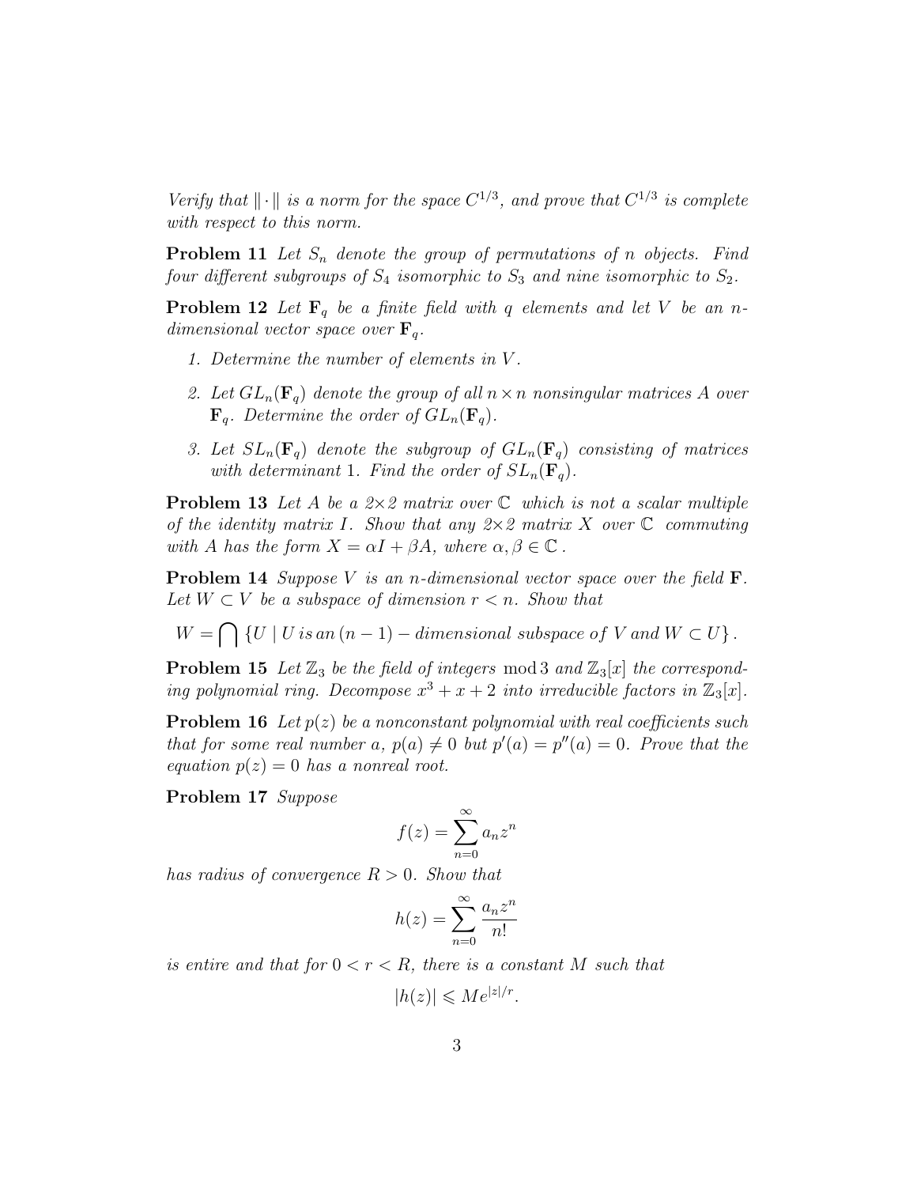*Verify that $\|\cdot\|$ is a norm for the space $C^{1/3}$, and prove that $C^{1/3}$ is complete with respect to this norm.*

**Problem 11** *Let $S_n$ denote the group of permutations of $n$ objects. Find four different subgroups of $S_4$ isomorphic to $S_3$ and nine isomorphic to $S_2$.*

**Problem 12** *Let $\mathbf{F}_q$ be a finite field with $q$ elements and let $V$ be an $n$-dimensional vector space over $\mathbf{F}_q$.*

1. *Determine the number of elements in $V$.*
2. *Let $GL_n(\mathbf{F}_q)$ denote the group of all $n \times n$ nonsingular matrices $A$ over $\mathbf{F}_q$. Determine the order of $GL_n(\mathbf{F}_q)$.*
3. *Let $SL_n(\mathbf{F}_q)$ denote the subgroup of $GL_n(\mathbf{F}_q)$ consisting of matrices with determinant 1. Find the order of $SL_n(\mathbf{F}_q)$.*

**Problem 13** *Let $A$ be a $2\times 2$ matrix over $\mathbb{C}$ which is not a scalar multiple of the identity matrix $I$. Show that any $2\times 2$ matrix $X$ over $\mathbb{C}$ commuting with $A$ has the form $X = \alpha I + \beta A$, where $\alpha, \beta \in \mathbb{C}$.*

**Problem 14** *Suppose $V$ is an $n$-dimensional vector space over the field $\mathbf{F}$. Let $W \subset V$ be a subspace of dimension $r < n$. Show that*

$$W = \bigcap \left\{ U \mid U \, is \, an \, (n-1) - dimensional \; subspace \; of \; V \; and \; W \subset U \right\}.$$

**Problem 15** *Let $\mathbb{Z}_3$ be the field of integers $\bmod 3$ and $\mathbb{Z}_3[x]$ the corresponding polynomial ring. Decompose $x^3 + x + 2$ into irreducible factors in $\mathbb{Z}_3[x]$.*

**Problem 16** *Let $p(z)$ be a nonconstant polynomial with real coefficients such that for some real number $a$, $p(a) \neq 0$ but $p'(a) = p''(a) = 0$. Prove that the equation $p(z) = 0$ has a nonreal root.*

**Problem 17** *Suppose*

$$f(z) = \sum_{n=0}^{\infty} a_n z^n$$

*has radius of convergence $R > 0$. Show that*

$$h(z) = \sum_{n=0}^{\infty} \frac{a_n z^n}{n!}$$

*is entire and that for $0 < r < R$, there is a constant $M$ such that*

$$|h(z)| \leqslant M e^{|z|/r}.$$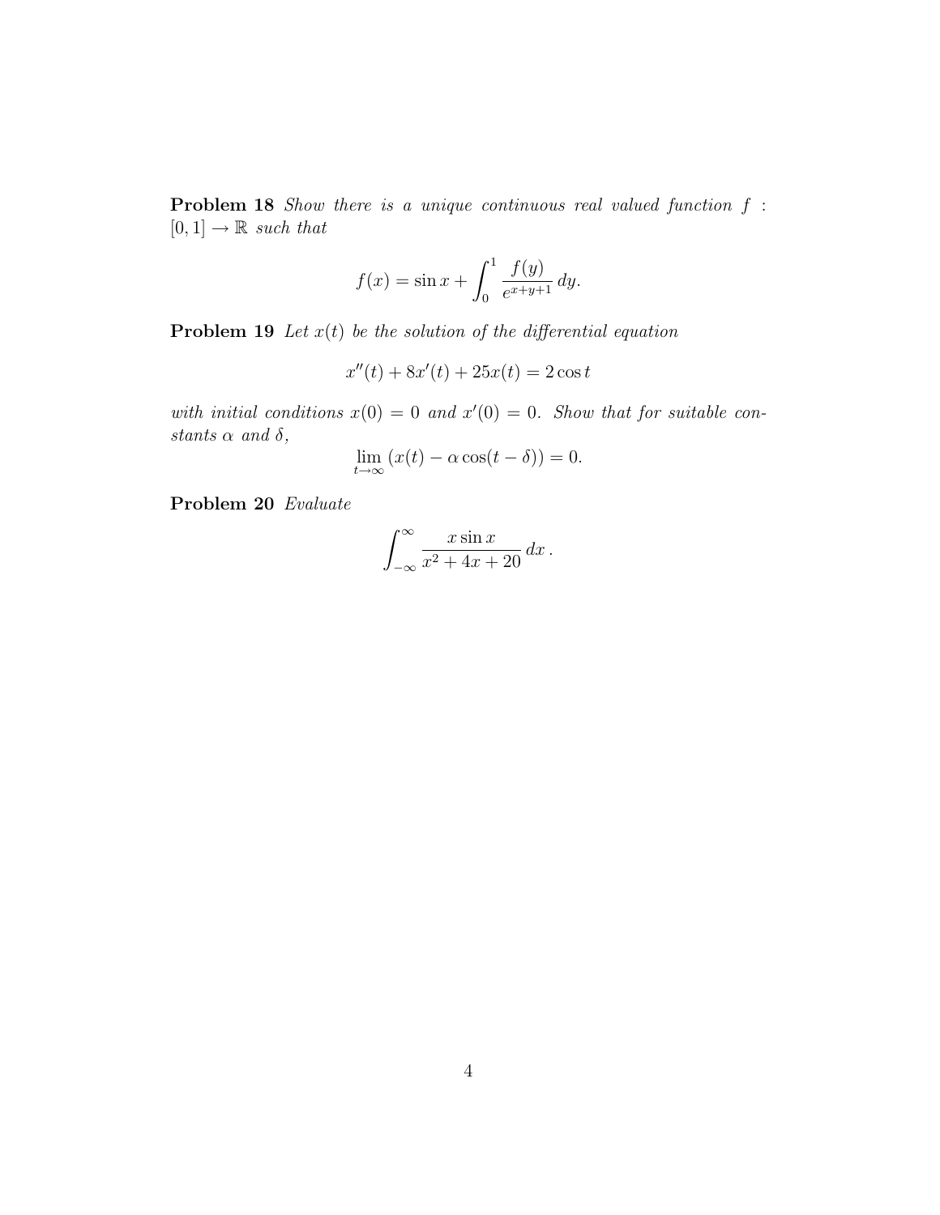**Problem 18** *Show there is a unique continuous real valued function $f : [0, 1] \to \mathbb{R}$ such that*

$$f(x) = \sin x + \int_0^1 \frac{f(y)}{e^{x+y+1}}\, dy.$$

**Problem 19** *Let $x(t)$ be the solution of the differential equation*

$$x''(t) + 8x'(t) + 25x(t) = 2\cos t$$

*with initial conditions $x(0) = 0$ and $x'(0) = 0$. Show that for suitable constants $\alpha$ and $\delta$,*

$$\lim_{t\to\infty} (x(t) - \alpha \cos(t - \delta)) = 0.$$

**Problem 20** *Evaluate*

$$\int_{-\infty}^{\infty} \frac{x \sin x}{x^2 + 4x + 20}\, dx\, .$$